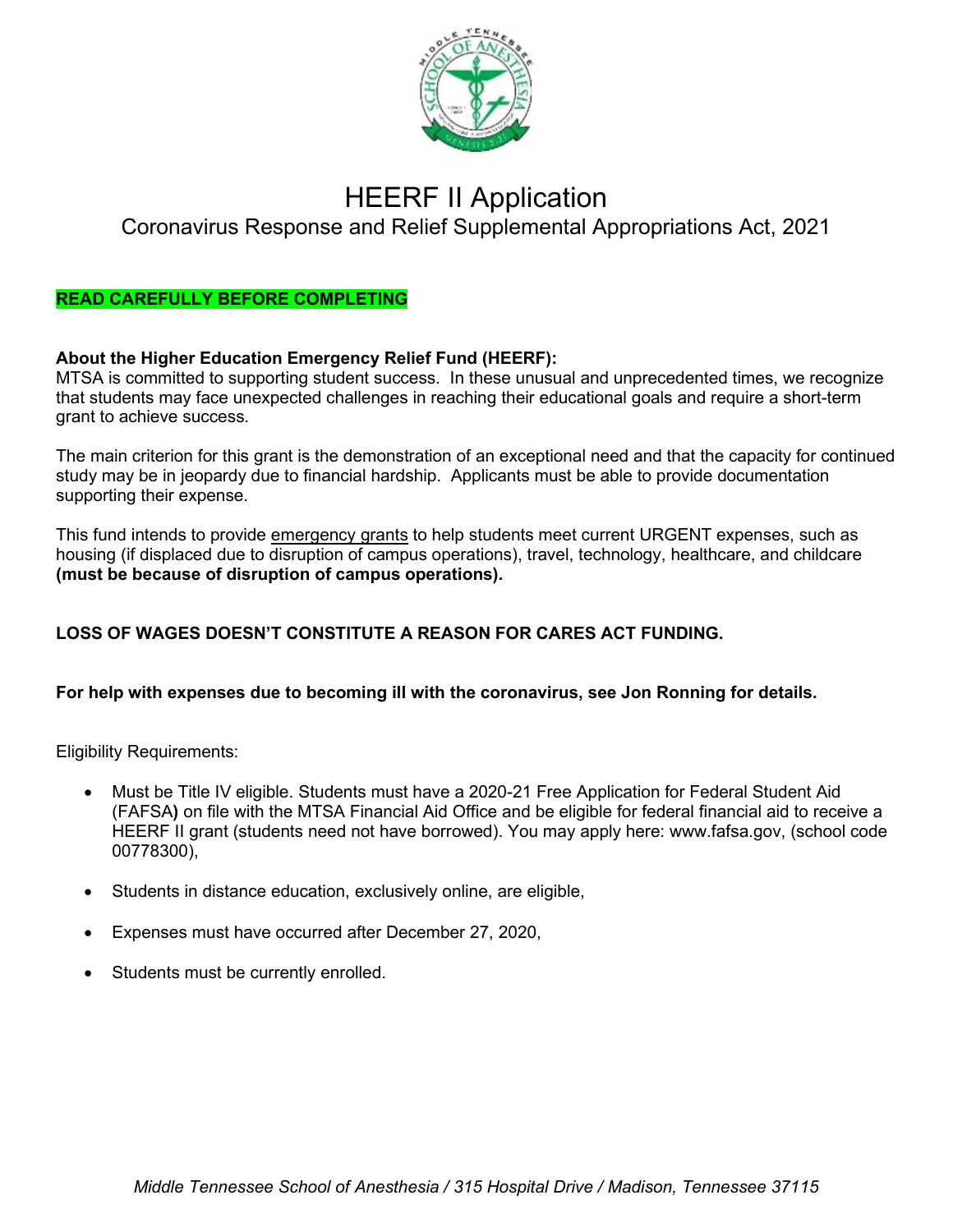# HEERF II Application

## Coronavirus Response and Relief Supplemental Appropriations Act, 2021

**READ CAREFULLY BEFORE COMPLETING**

**About the Higher Education Emergency Relief Fund (HEERF):**
MTSA is committed to supporting student success. In these unusual and unprecedented times, we recognize that students may face unexpected challenges in reaching their educational goals and require a short-term grant to achieve success.

The main criterion for this grant is the demonstration of an exceptional need and that the capacity for continued study may be in jeopardy due to financial hardship. Applicants must be able to provide documentation supporting their expense.

This fund intends to provide emergency grants to help students meet current URGENT expenses, such as housing (if displaced due to disruption of campus operations), travel, technology, healthcare, and childcare **(must be because of disruption of campus operations).**

**LOSS OF WAGES DOESN'T CONSTITUTE A REASON FOR CARES ACT FUNDING.**

**For help with expenses due to becoming ill with the coronavirus, see Jon Ronning for details.**

Eligibility Requirements:

- Must be Title IV eligible. Students must have a 2020-21 Free Application for Federal Student Aid (FAFSA) on file with the MTSA Financial Aid Office and be eligible for federal financial aid to receive a HEERF II grant (students need not have borrowed). You may apply here: www.fafsa.gov, (school code 00778300),
- Students in distance education, exclusively online, are eligible,
- Expenses must have occurred after December 27, 2020,
- Students must be currently enrolled.

*Middle Tennessee School of Anesthesia / 315 Hospital Drive / Madison, Tennessee 37115*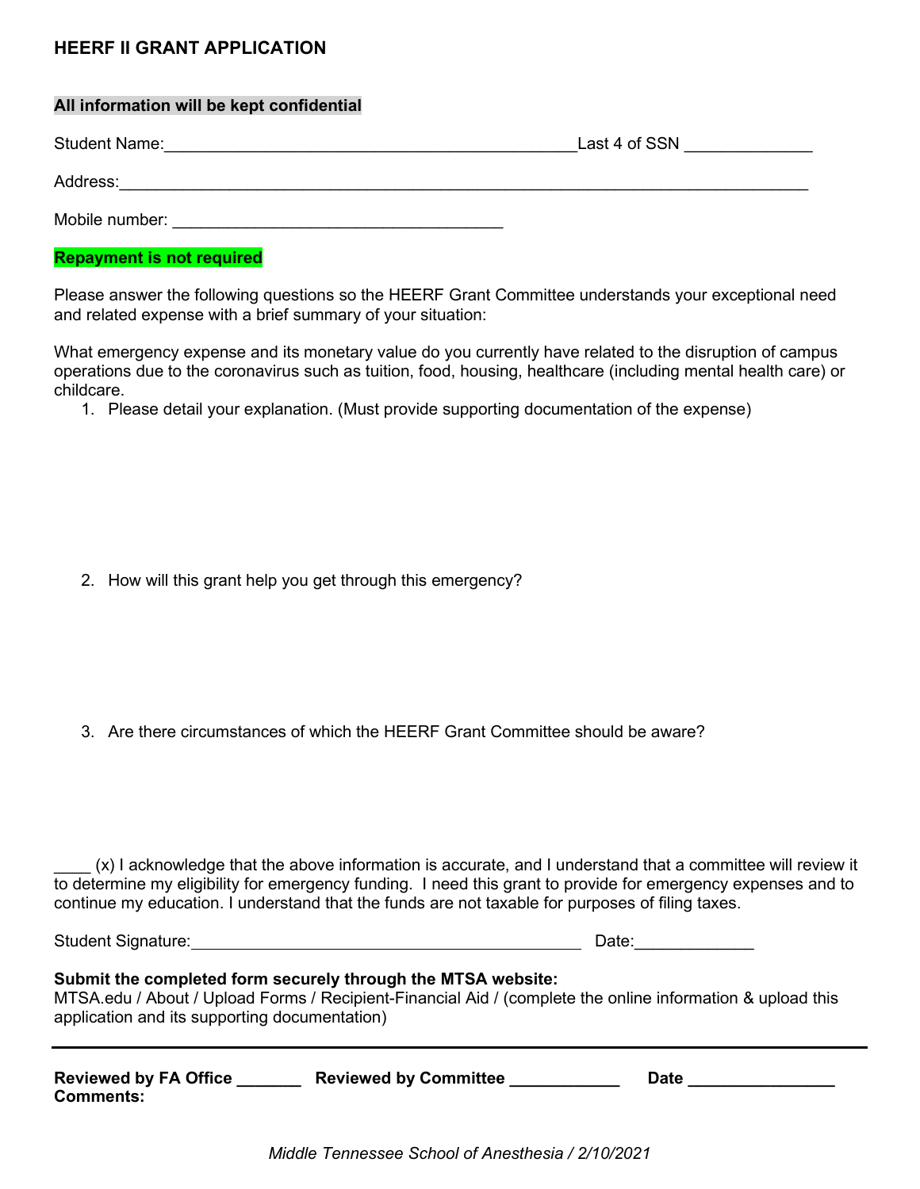## HEERF II GRANT APPLICATION

**All information will be kept confidential**

Student Name:_____________________________________________Last 4 of SSN _____________

Address:___________________________________________________________________________

Mobile number: ____________________________________

**Repayment is not required**

Please answer the following questions so the HEERF Grant Committee understands your exceptional need and related expense with a brief summary of your situation:

What emergency expense and its monetary value do you currently have related to the disruption of campus operations due to the coronavirus such as tuition, food, housing, healthcare (including mental health care) or childcare.

1. Please detail your explanation. (Must provide supporting documentation of the expense)

2. How will this grant help you get through this emergency?

3. Are there circumstances of which the HEERF Grant Committee should be aware?

____ (x) I acknowledge that the above information is accurate, and I understand that a committee will review it to determine my eligibility for emergency funding. I need this grant to provide for emergency expenses and to continue my education. I understand that the funds are not taxable for purposes of filing taxes.

Student Signature:___________________________________________ Date:____________

**Submit the completed form securely through the MTSA website:**
MTSA.edu / About / Upload Forms / Recipient-Financial Aid / (complete the online information & upload this application and its supporting documentation)

---

**Reviewed by FA Office _______ Reviewed by Committee ___________ Date _______________**
**Comments:**

*Middle Tennessee School of Anesthesia / 2/10/2021*